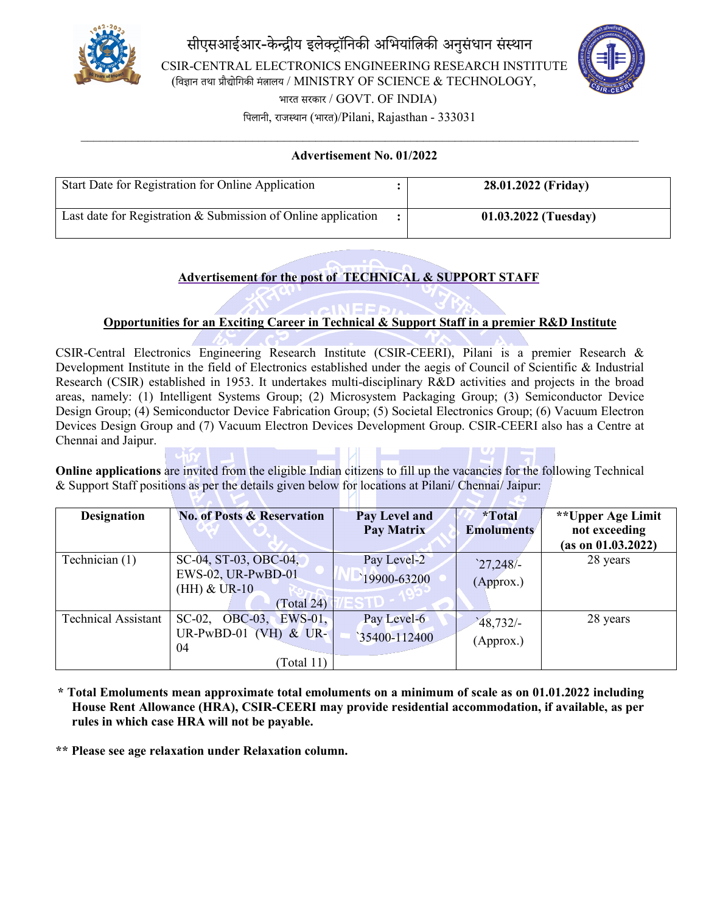# सीएसआईआर-केन्द्रीय इलेक्ट्रॉनिकी अभियांत्रिकी अनुसंधान संस्थान

CSIR-CENTRAL ELECTRONICS ENGINEERING RESEARCH INSTITUTE
(विज्ञान तथा प्रौद्योगिकी मंत्रालय / MINISTRY OF SCIENCE & TECHNOLOGY,
भारत सरकार / GOVT. OF INDIA)
पिलानी, राजस्थान (भारत)/Pilani, Rajasthan - 333031

**Advertisement No. 01/2022**

| | | |
|---|---|---|
| Start Date for Registration for Online Application | : | **28.01.2022 (Friday)** |
| Last date for Registration & Submission of Online application | : | **01.03.2022 (Tuesday)** |

## Advertisement for the post of TECHNICAL & SUPPORT STAFF

### Opportunities for an Exciting Career in Technical & Support Staff in a premier R&D Institute

CSIR-Central Electronics Engineering Research Institute (CSIR-CEERI), Pilani is a premier Research & Development Institute in the field of Electronics established under the aegis of Council of Scientific & Industrial Research (CSIR) established in 1953. It undertakes multi-disciplinary R&D activities and projects in the broad areas, namely: (1) Intelligent Systems Group; (2) Microsystem Packaging Group; (3) Semiconductor Device Design Group; (4) Semiconductor Device Fabrication Group; (5) Societal Electronics Group; (6) Vacuum Electron Devices Design Group and (7) Vacuum Electron Devices Development Group. CSIR-CEERI also has a Centre at Chennai and Jaipur.

**Online applications** are invited from the eligible Indian citizens to fill up the vacancies for the following Technical & Support Staff positions as per the details given below for locations at Pilani/ Chennai/ Jaipur:

| Designation | No. of Posts & Reservation | Pay Level and Pay Matrix | *Total Emoluments | **Upper Age Limit not exceeding (as on 01.03.2022) |
|---|---|---|---|---|
| Technician (1) | SC-04, ST-03, OBC-04, EWS-02, UR-PwBD-01 (HH) & UR-10 (Total 24) | Pay Level-2 `19900-63200 | `27,248/- (Approx.) | 28 years |
| Technical Assistant | SC-02, OBC-03, EWS-01, UR-PwBD-01 (VH) & UR-04 (Total 11) | Pay Level-6 `35400-112400 | `48,732/- (Approx.) | 28 years |

**\* Total Emoluments mean approximate total emoluments on a minimum of scale as on 01.01.2022 including House Rent Allowance (HRA), CSIR-CEERI may provide residential accommodation, if available, as per rules in which case HRA will not be payable.**

**\*\* Please see age relaxation under Relaxation column.**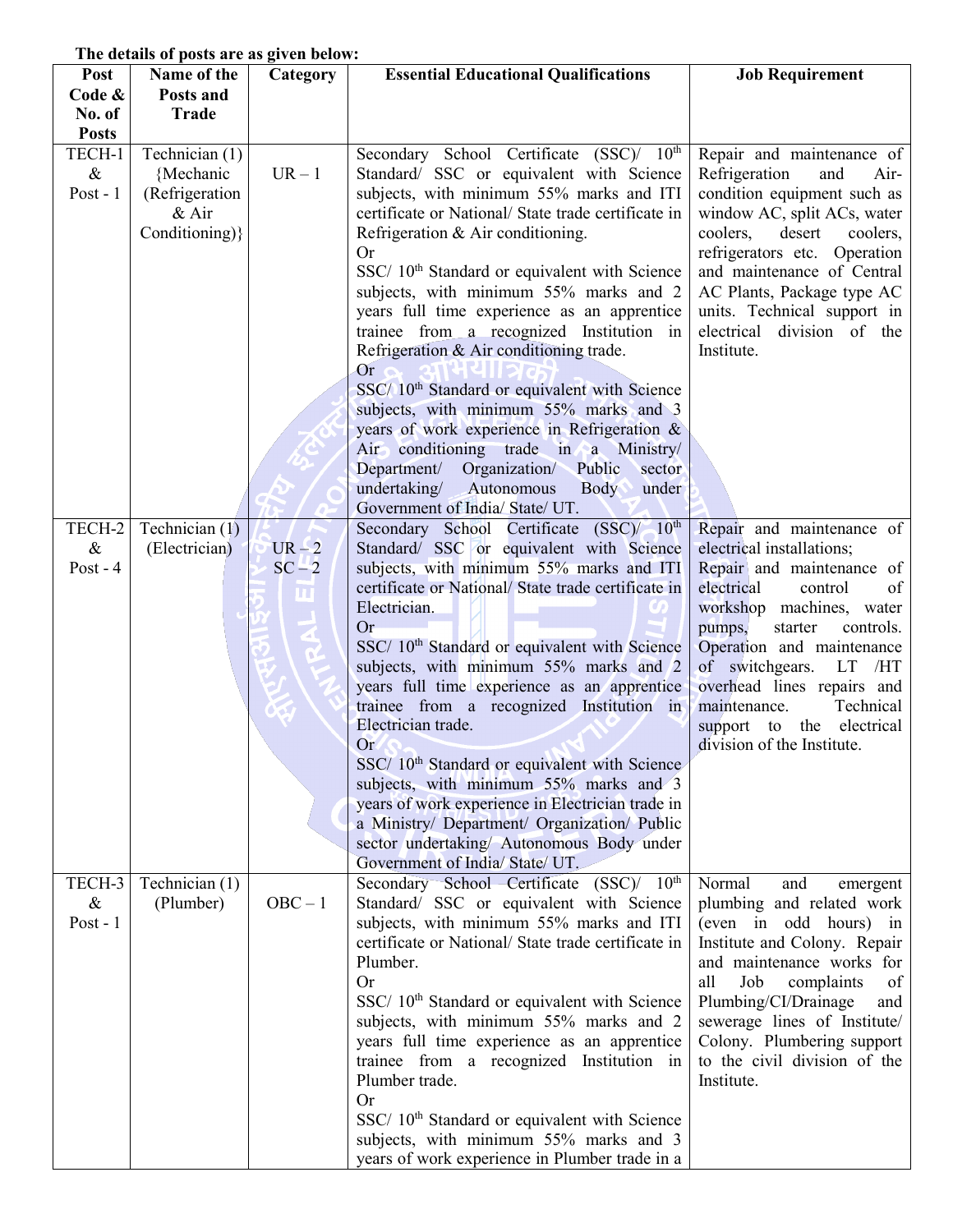**The details of posts are as given below:**

| Post Code & No. of Posts | Name of the Posts and Trade | Category | Essential Educational Qualifications | Job Requirement |
|---|---|---|---|---|
| TECH-1 & Post - 1 | Technician (1) {Mechanic (Refrigeration & Air Conditioning)} | UR – 1 | Secondary School Certificate (SSC)/ 10th Standard/ SSC or equivalent with Science subjects, with minimum 55% marks and ITI certificate or National/ State trade certificate in Refrigeration & Air conditioning.<br>Or<br>SSC/ 10th Standard or equivalent with Science subjects, with minimum 55% marks and 2 years full time experience as an apprentice trainee from a recognized Institution in Refrigeration & Air conditioning trade.<br>Or<br>SSC/ 10th Standard or equivalent with Science subjects, with minimum 55% marks and 3 years of work experience in Refrigeration & Air conditioning trade in a Ministry/ Department/ Organization/ Public sector undertaking/ Autonomous Body under Government of India/ State/ UT. | Repair and maintenance of Refrigeration and Air-condition equipment such as window AC, split ACs, water coolers, desert coolers, refrigerators etc. Operation and maintenance of Central AC Plants, Package type AC units. Technical support in electrical division of the Institute. |
| TECH-2 & Post - 4 | Technician (1) (Electrician) | UR – 2<br>SC – 2 | Secondary School Certificate (SSC)/ 10th Standard/ SSC or equivalent with Science subjects, with minimum 55% marks and ITI certificate or National/ State trade certificate in Electrician.<br>Or<br>SSC/ 10th Standard or equivalent with Science subjects, with minimum 55% marks and 2 years full time experience as an apprentice trainee from a recognized Institution in Electrician trade.<br>Or<br>SSC/ 10th Standard or equivalent with Science subjects, with minimum 55% marks and 3 years of work experience in Electrician trade in a Ministry/ Department/ Organization/ Public sector undertaking/ Autonomous Body under Government of India/ State/ UT. | Repair and maintenance of electrical installations;<br>Repair and maintenance of electrical control of workshop machines, water pumps, starter controls. Operation and maintenance of switchgears. LT /HT overhead lines repairs and maintenance. Technical support to the electrical division of the Institute. |
| TECH-3 & Post - 1 | Technician (1) (Plumber) | OBC – 1 | Secondary School Certificate (SSC)/ 10th Standard/ SSC or equivalent with Science subjects, with minimum 55% marks and ITI certificate or National/ State trade certificate in Plumber.<br>Or<br>SSC/ 10th Standard or equivalent with Science subjects, with minimum 55% marks and 2 years full time experience as an apprentice trainee from a recognized Institution in Plumber trade.<br>Or<br>SSC/ 10th Standard or equivalent with Science subjects, with minimum 55% marks and 3 years of work experience in Plumber trade in a | Normal and emergent plumbing and related work (even in odd hours) in Institute and Colony. Repair and maintenance works for all Job complaints of Plumbing/CI/Drainage and sewerage lines of Institute/ Colony. Plumbering support to the civil division of the Institute. |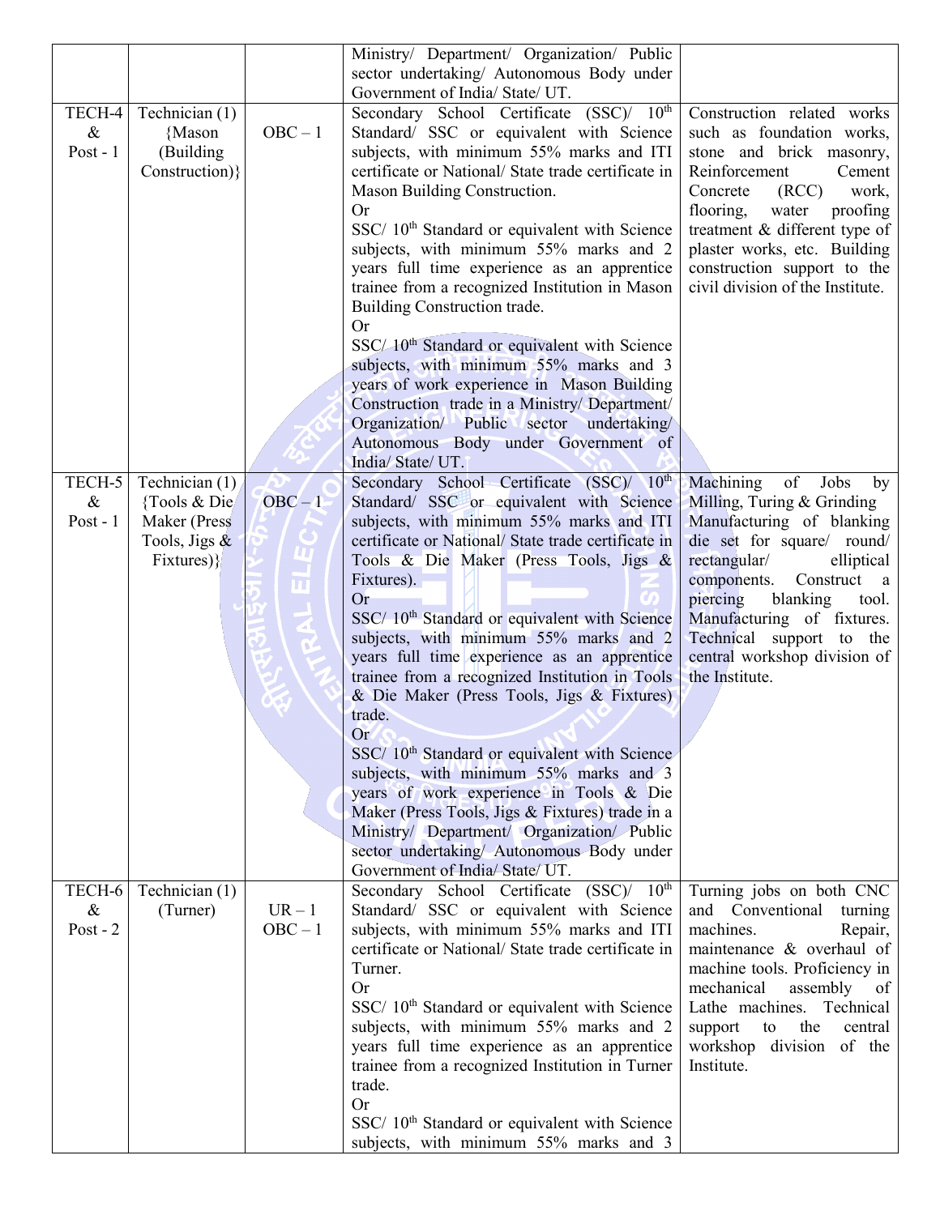| | | | | |
|---|---|---|---|---|
| | | | Ministry/ Department/ Organization/ Public sector undertaking/ Autonomous Body under Government of India/ State/ UT. | |
| TECH-4 & Post - 1 | Technician (1) {Mason (Building Construction)} | OBC – 1 | Secondary School Certificate (SSC)/ 10th Standard/ SSC or equivalent with Science subjects, with minimum 55% marks and ITI certificate or National/ State trade certificate in Mason Building Construction.<br>Or<br>SSC/ 10th Standard or equivalent with Science subjects, with minimum 55% marks and 2 years full time experience as an apprentice trainee from a recognized Institution in Mason Building Construction trade.<br>Or<br>SSC/ 10th Standard or equivalent with Science subjects, with minimum 55% marks and 3 years of work experience in Mason Building Construction trade in a Ministry/ Department/ Organization/ Public sector undertaking/ Autonomous Body under Government of India/ State/ UT. | Construction related works such as foundation works, stone and brick masonry, Reinforcement Cement Concrete (RCC) work, flooring, water proofing treatment & different type of plaster works, etc. Building construction support to the civil division of the Institute. |
| TECH-5 & Post - 1 | Technician (1) {Tools & Die Maker (Press Tools, Jigs & Fixtures)} | OBC – 1 | Secondary School Certificate (SSC)/ 10th Standard/ SSC or equivalent with Science subjects, with minimum 55% marks and ITI certificate or National/ State trade certificate in Tools & Die Maker (Press Tools, Jigs & Fixtures).<br>Or<br>SSC/ 10th Standard or equivalent with Science subjects, with minimum 55% marks and 2 years full time experience as an apprentice trainee from a recognized Institution in Tools & Die Maker (Press Tools, Jigs & Fixtures) trade.<br>Or<br>SSC/ 10th Standard or equivalent with Science subjects, with minimum 55% marks and 3 years of work experience in Tools & Die Maker (Press Tools, Jigs & Fixtures) trade in a Ministry/ Department/ Organization/ Public sector undertaking/ Autonomous Body under Government of India/ State/ UT. | Machining of Jobs by Milling, Turing & Grinding Manufacturing of blanking die set for square/ round/ rectangular/ elliptical components. Construct a piercing blanking tool. Manufacturing of fixtures. Technical support to the central workshop division of the Institute. |
| TECH-6 & Post - 2 | Technician (1) (Turner) | UR – 1<br>OBC – 1 | Secondary School Certificate (SSC)/ 10th Standard/ SSC or equivalent with Science subjects, with minimum 55% marks and ITI certificate or National/ State trade certificate in Turner.<br>Or<br>SSC/ 10th Standard or equivalent with Science subjects, with minimum 55% marks and 2 years full time experience as an apprentice trainee from a recognized Institution in Turner trade.<br>Or<br>SSC/ 10th Standard or equivalent with Science subjects, with minimum 55% marks and 3 | Turning jobs on both CNC and Conventional turning machines. Repair, maintenance & overhaul of machine tools. Proficiency in mechanical assembly of Lathe machines. Technical support to the central workshop division of the Institute. |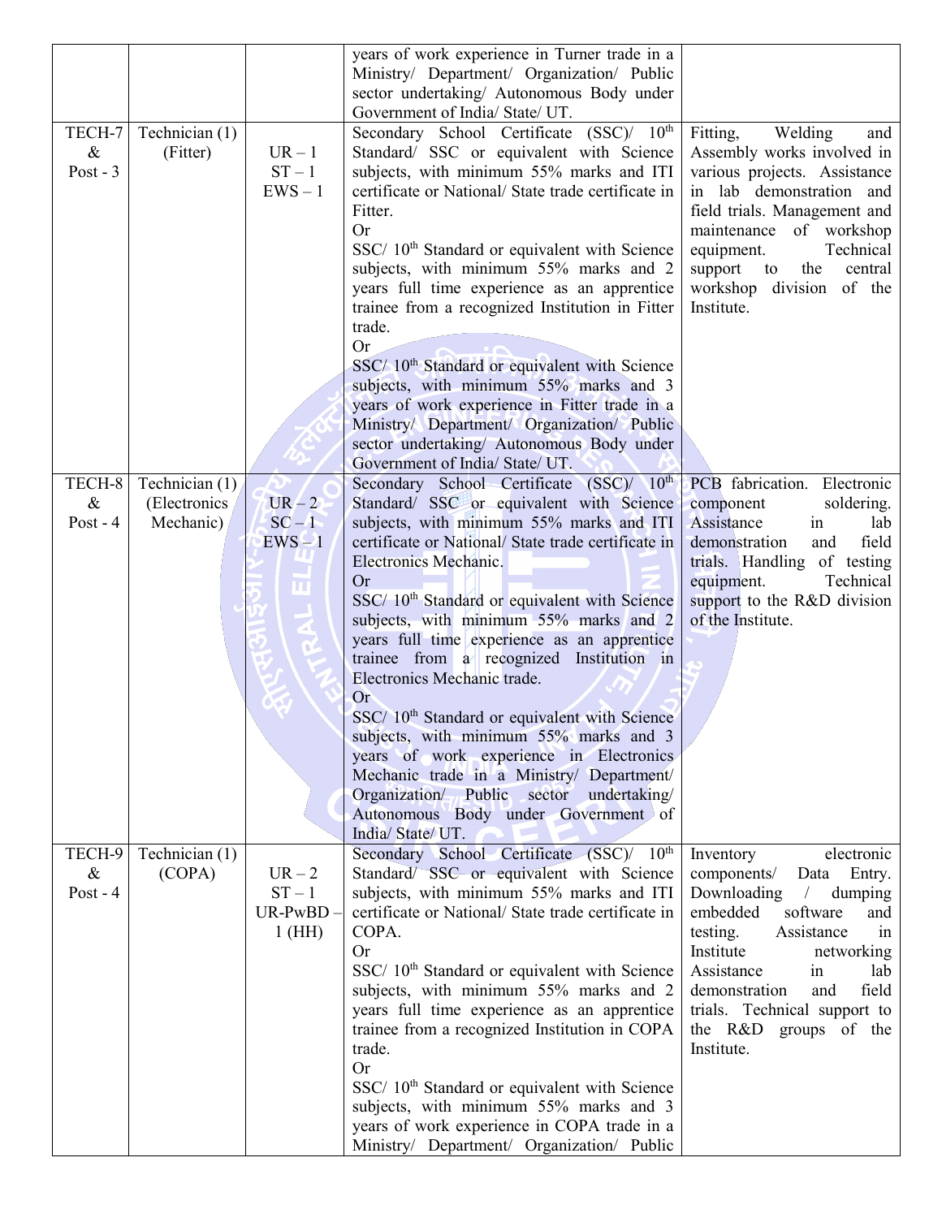| | | | | |
|---|---|---|---|---|
| | | | years of work experience in Turner trade in a Ministry/ Department/ Organization/ Public sector undertaking/ Autonomous Body under Government of India/ State/ UT. | |
| TECH-7 & Post - 3 | Technician (1) (Fitter) | UR – 1<br>ST – 1<br>EWS – 1 | Secondary School Certificate (SSC)/ 10th Standard/ SSC or equivalent with Science subjects, with minimum 55% marks and ITI certificate or National/ State trade certificate in Fitter.<br>Or<br>SSC/ 10th Standard or equivalent with Science subjects, with minimum 55% marks and 2 years full time experience as an apprentice trainee from a recognized Institution in Fitter trade.<br>Or<br>SSC/ 10th Standard or equivalent with Science subjects, with minimum 55% marks and 3 years of work experience in Fitter trade in a Ministry/ Department/ Organization/ Public sector undertaking/ Autonomous Body under Government of India/ State/ UT. | Fitting, Welding and Assembly works involved in various projects. Assistance in lab demonstration and field trials. Management and maintenance of workshop equipment. Technical support to the central workshop division of the Institute. |
| TECH-8 & Post - 4 | Technician (1) (Electronics Mechanic) | UR – 2<br>SC – 1<br>EWS – 1 | Secondary School Certificate (SSC)/ 10th Standard/ SSC or equivalent with Science subjects, with minimum 55% marks and ITI certificate or National/ State trade certificate in Electronics Mechanic.<br>Or<br>SSC/ 10th Standard or equivalent with Science subjects, with minimum 55% marks and 2 years full time experience as an apprentice trainee from a recognized Institution in Electronics Mechanic trade.<br>Or<br>SSC/ 10th Standard or equivalent with Science subjects, with minimum 55% marks and 3 years of work experience in Electronics Mechanic trade in a Ministry/ Department/ Organization/ Public sector undertaking/ Autonomous Body under Government of India/ State/ UT. | PCB fabrication. Electronic component soldering. Assistance in lab demonstration and field trials. Handling of testing equipment. Technical support to the R&D division of the Institute. |
| TECH-9 & Post - 4 | Technician (1) (COPA) | UR – 2<br>ST – 1<br>UR-PwBD – 1 (HH) | Secondary School Certificate (SSC)/ 10th Standard/ SSC or equivalent with Science subjects, with minimum 55% marks and ITI certificate or National/ State trade certificate in COPA.<br>Or<br>SSC/ 10th Standard or equivalent with Science subjects, with minimum 55% marks and 2 years full time experience as an apprentice trainee from a recognized Institution in COPA trade.<br>Or<br>SSC/ 10th Standard or equivalent with Science subjects, with minimum 55% marks and 3 years of work experience in COPA trade in a Ministry/ Department/ Organization/ Public | Inventory electronic components/ Data Entry. Downloading / dumping embedded software and testing. Assistance in Institute networking Assistance in lab demonstration and field trials. Technical support to the R&D groups of the Institute. |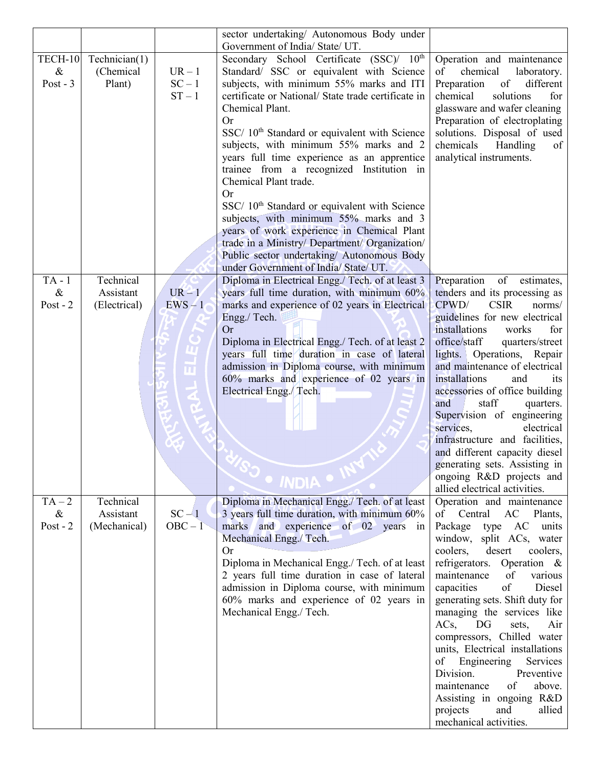| | | | sector undertaking/ Autonomous Body under Government of India/ State/ UT. | |
|---|---|---|---|---|
| TECH-10 & Post - 3 | Technician(1) (Chemical Plant) | UR – 1<br>SC – 1<br>ST – 1 | Secondary School Certificate (SSC)/ 10th Standard/ SSC or equivalent with Science subjects, with minimum 55% marks and ITI certificate or National/ State trade certificate in Chemical Plant.<br>Or<br>SSC/ 10th Standard or equivalent with Science subjects, with minimum 55% marks and 2 years full time experience as an apprentice trainee from a recognized Institution in Chemical Plant trade.<br>Or<br>SSC/ 10th Standard or equivalent with Science subjects, with minimum 55% marks and 3 years of work experience in Chemical Plant trade in a Ministry/ Department/ Organization/ Public sector undertaking/ Autonomous Body under Government of India/ State/ UT. | Operation and maintenance of chemical laboratory. Preparation of different chemical solutions for glassware and wafer cleaning Preparation of electroplating solutions. Disposal of used chemicals Handling of analytical instruments. |
| TA - 1 & Post - 2 | Technical Assistant (Electrical) | UR – 1<br>EWS – 1 | Diploma in Electrical Engg./ Tech. of at least 3 years full time duration, with minimum 60% marks and experience of 02 years in Electrical Engg./ Tech.<br>Or<br>Diploma in Electrical Engg./ Tech. of at least 2 years full time duration in case of lateral admission in Diploma course, with minimum 60% marks and experience of 02 years in Electrical Engg./ Tech. | Preparation of estimates, tenders and its processing as CPWD/ CSIR norms/ guidelines for new electrical installations works for office/staff quarters/street lights. Operations, Repair and maintenance of electrical installations and its accessories of office building and staff quarters. Supervision of engineering services, electrical infrastructure and facilities, and different capacity diesel generating sets. Assisting in ongoing R&D projects and allied electrical activities. |
| TA – 2 & Post - 2 | Technical Assistant (Mechanical) | SC – 1<br>OBC – 1 | Diploma in Mechanical Engg./ Tech. of at least 3 years full time duration, with minimum 60% marks and experience of 02 years in Mechanical Engg./ Tech.<br>Or<br>Diploma in Mechanical Engg./ Tech. of at least 2 years full time duration in case of lateral admission in Diploma course, with minimum 60% marks and experience of 02 years in Mechanical Engg./ Tech. | Operation and maintenance of Central AC Plants, Package type AC units window, split ACs, water coolers, desert coolers, refrigerators. Operation & maintenance of various capacities of Diesel generating sets. Shift duty for managing the services like ACs, DG sets, Air compressors, Chilled water units, Electrical installations of Engineering Services Division. Preventive maintenance of above. Assisting in ongoing R&D projects and allied mechanical activities. |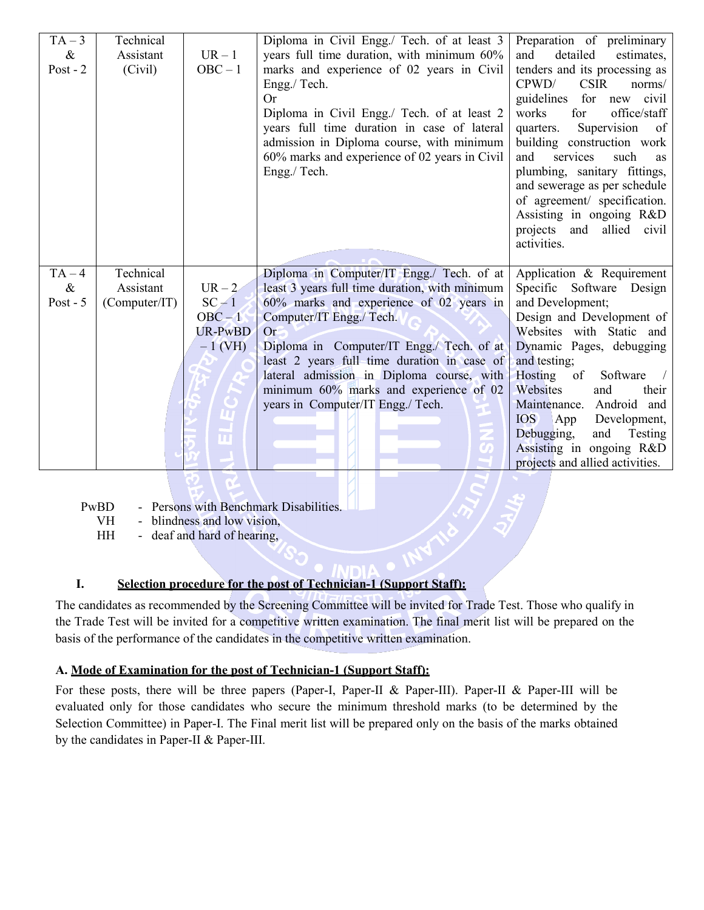| TA – 3 & Post - 2 | Technical Assistant (Civil) | UR – 1<br>OBC – 1 | Diploma in Civil Engg./ Tech. of at least 3 years full time duration, with minimum 60% marks and experience of 02 years in Civil Engg./ Tech.<br>Or<br>Diploma in Civil Engg./ Tech. of at least 2 years full time duration in case of lateral admission in Diploma course, with minimum 60% marks and experience of 02 years in Civil Engg./ Tech. | Preparation of preliminary and detailed estimates, tenders and its processing as CPWD/ CSIR norms/ guidelines for new civil works for office/staff quarters. Supervision of building construction work and services such as plumbing, sanitary fittings, and sewerage as per schedule of agreement/ specification. Assisting in ongoing R&D projects and allied civil activities. |
|---|---|---|---|---|
| TA – 4 & Post - 5 | Technical Assistant (Computer/IT) | UR – 2<br>SC – 1<br>OBC – 1<br>UR-PwBD – 1 (VH) | Diploma in Computer/IT Engg./ Tech. of at least 3 years full time duration, with minimum 60% marks and experience of 02 years in Computer/IT Engg./ Tech.<br>Or<br>Diploma in Computer/IT Engg./ Tech. of at least 2 years full time duration in case of lateral admission in Diploma course, with minimum 60% marks and experience of 02 years in Computer/IT Engg./ Tech. | Application & Requirement Specific Software Design and Development;<br>Design and Development of Websites with Static and Dynamic Pages, debugging and testing;<br>Hosting of Software / Websites and their Maintenance. Android and IOS App Development, Debugging, and Testing<br>Assisting in ongoing R&D projects and allied activities. |

PwBD - Persons with Benchmark Disabilities.
VH - blindness and low vision,
HH - deaf and hard of hearing,

## I. Selection procedure for the post of Technician-1 (Support Staff):

The candidates as recommended by the Screening Committee will be invited for Trade Test. Those who qualify in the Trade Test will be invited for a competitive written examination. The final merit list will be prepared on the basis of the performance of the candidates in the competitive written examination.

### A. Mode of Examination for the post of Technician-1 (Support Staff):

For these posts, there will be three papers (Paper-I, Paper-II & Paper-III). Paper-II & Paper-III will be evaluated only for those candidates who secure the minimum threshold marks (to be determined by the Selection Committee) in Paper-I. The Final merit list will be prepared only on the basis of the marks obtained by the candidates in Paper-II & Paper-III.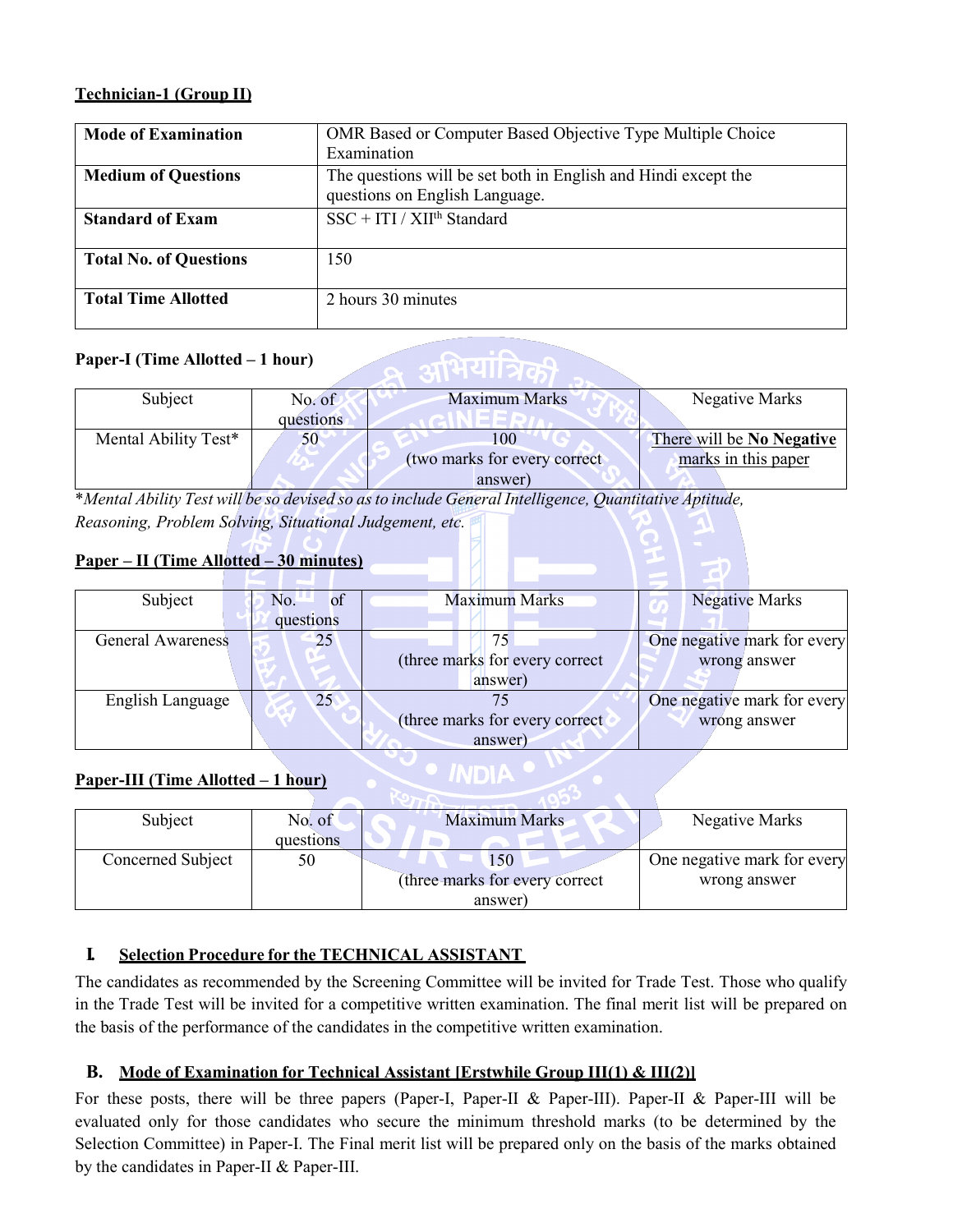**Technician-1 (Group II)**

| **Mode of Examination** | OMR Based or Computer Based Objective Type Multiple Choice Examination |
|---|---|
| **Medium of Questions** | The questions will be set both in English and Hindi except the questions on English Language. |
| **Standard of Exam** | SSC + ITI / XII$^{th}$ Standard |
| **Total No. of Questions** | 150 |
| **Total Time Allotted** | 2 hours 30 minutes |

**Paper-I (Time Allotted – 1 hour)**

| Subject | No. of questions | Maximum Marks | Negative Marks |
|---|---|---|---|
| Mental Ability Test* | 50 | 100 (two marks for every correct answer) | There will be **No Negative** marks in this paper |

**Mental Ability Test will be so devised so as to include General Intelligence, Quantitative Aptitude, Reasoning, Problem Solving, Situational Judgement, etc.*

**Paper – II (Time Allotted – 30 minutes)**

| Subject | No. of questions | Maximum Marks | Negative Marks |
|---|---|---|---|
| General Awareness | 25 | 75 (three marks for every correct answer) | One negative mark for every wrong answer |
| English Language | 25 | 75 (three marks for every correct answer) | One negative mark for every wrong answer |

**Paper-III (Time Allotted – 1 hour)**

| Subject | No. of questions | Maximum Marks | Negative Marks |
|---|---|---|---|
| Concerned Subject | 50 | 150 (three marks for every correct answer) | One negative mark for every wrong answer |

## I. Selection Procedure for the TECHNICAL ASSISTANT

The candidates as recommended by the Screening Committee will be invited for Trade Test. Those who qualify in the Trade Test will be invited for a competitive written examination. The final merit list will be prepared on the basis of the performance of the candidates in the competitive written examination.

## B. Mode of Examination for Technical Assistant [Erstwhile Group III(1) & III(2)]

For these posts, there will be three papers (Paper-I, Paper-II & Paper-III). Paper-II & Paper-III will be evaluated only for those candidates who secure the minimum threshold marks (to be determined by the Selection Committee) in Paper-I. The Final merit list will be prepared only on the basis of the marks obtained by the candidates in Paper-II & Paper-III.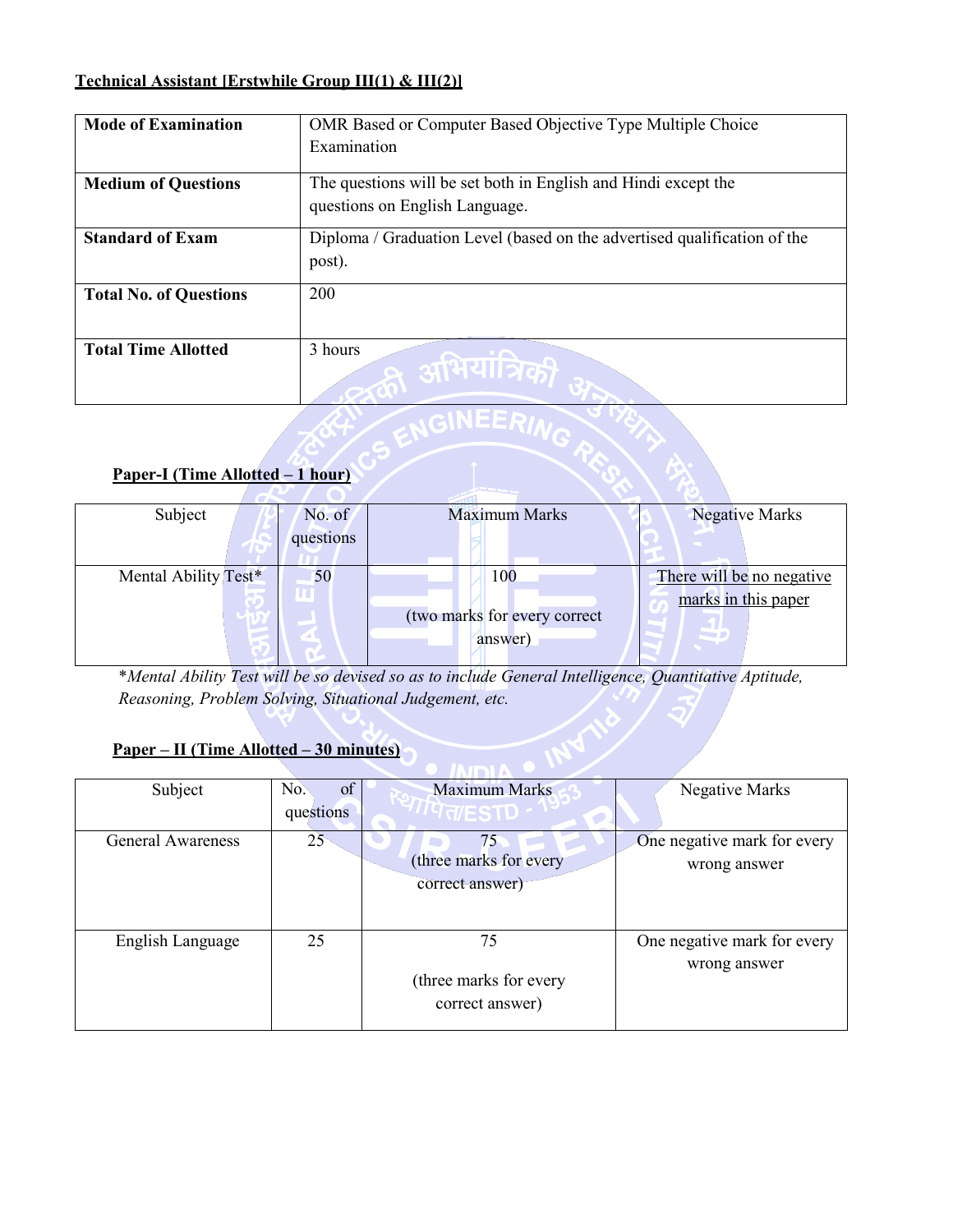**Technical Assistant [Erstwhile Group III(1) & III(2)]**

| **Mode of Examination** | OMR Based or Computer Based Objective Type Multiple Choice Examination |
|---|---|
| **Medium of Questions** | The questions will be set both in English and Hindi except the questions on English Language. |
| **Standard of Exam** | Diploma / Graduation Level (based on the advertised qualification of the post). |
| **Total No. of Questions** | 200 |
| **Total Time Allotted** | 3 hours |

**Paper-I (Time Allotted – 1 hour)**

| Subject | No. of questions | Maximum Marks | Negative Marks |
|---|---|---|---|
| Mental Ability Test* | 50 | 100 (two marks for every correct answer) | There will be no negative marks in this paper |

*\*Mental Ability Test will be so devised so as to include General Intelligence, Quantitative Aptitude, Reasoning, Problem Solving, Situational Judgement, etc.*

**Paper – II (Time Allotted – 30 minutes)**

| Subject | No. of questions | Maximum Marks | Negative Marks |
|---|---|---|---|
| General Awareness | 25 | 75 (three marks for every correct answer) | One negative mark for every wrong answer |
| English Language | 25 | 75 (three marks for every correct answer) | One negative mark for every wrong answer |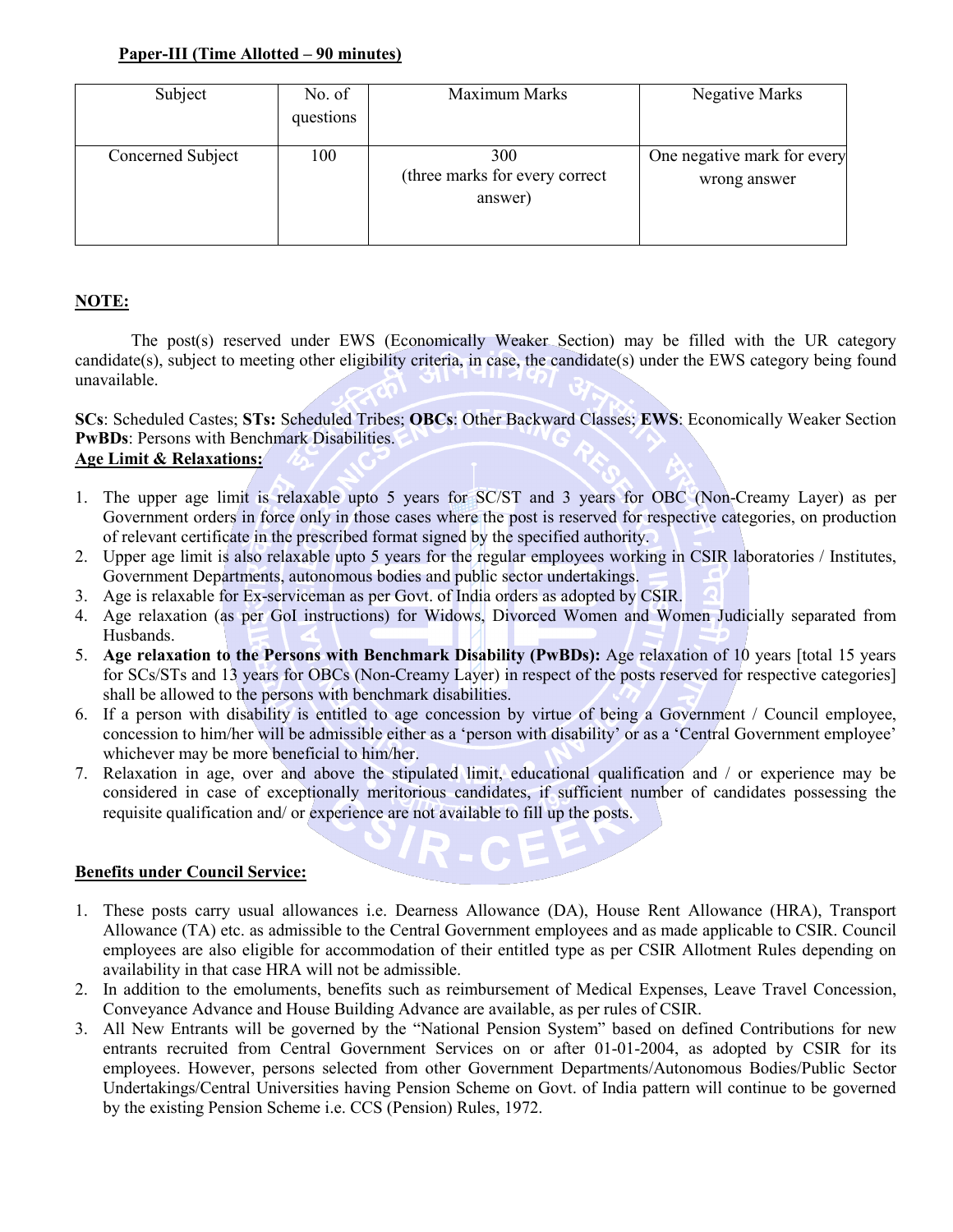**Paper-III (Time Allotted – 90 minutes)**

| Subject | No. of questions | Maximum Marks | Negative Marks |
|---|---|---|---|
| Concerned Subject | 100 | 300 (three marks for every correct answer) | One negative mark for every wrong answer |

**NOTE:**

The post(s) reserved under EWS (Economically Weaker Section) may be filled with the UR category candidate(s), subject to meeting other eligibility criteria, in case, the candidate(s) under the EWS category being found unavailable.

**SCs**: Scheduled Castes; **STs:** Scheduled Tribes; **OBCs**: Other Backward Classes; **EWS**: Economically Weaker Section **PwBDs**: Persons with Benchmark Disabilities.

**Age Limit & Relaxations:**

1. The upper age limit is relaxable upto 5 years for SC/ST and 3 years for OBC (Non-Creamy Layer) as per Government orders in force only in those cases where the post is reserved for respective categories, on production of relevant certificate in the prescribed format signed by the specified authority.
2. Upper age limit is also relaxable upto 5 years for the regular employees working in CSIR laboratories / Institutes, Government Departments, autonomous bodies and public sector undertakings.
3. Age is relaxable for Ex-serviceman as per Govt. of India orders as adopted by CSIR.
4. Age relaxation (as per GoI instructions) for Widows, Divorced Women and Women Judicially separated from Husbands.
5. **Age relaxation to the Persons with Benchmark Disability (PwBDs):** Age relaxation of 10 years [total 15 years for SCs/STs and 13 years for OBCs (Non-Creamy Layer) in respect of the posts reserved for respective categories] shall be allowed to the persons with benchmark disabilities.
6. If a person with disability is entitled to age concession by virtue of being a Government / Council employee, concession to him/her will be admissible either as a 'person with disability' or as a 'Central Government employee' whichever may be more beneficial to him/her.
7. Relaxation in age, over and above the stipulated limit, educational qualification and / or experience may be considered in case of exceptionally meritorious candidates, if sufficient number of candidates possessing the requisite qualification and/ or experience are not available to fill up the posts.

**Benefits under Council Service:**

1. These posts carry usual allowances i.e. Dearness Allowance (DA), House Rent Allowance (HRA), Transport Allowance (TA) etc. as admissible to the Central Government employees and as made applicable to CSIR. Council employees are also eligible for accommodation of their entitled type as per CSIR Allotment Rules depending on availability in that case HRA will not be admissible.
2. In addition to the emoluments, benefits such as reimbursement of Medical Expenses, Leave Travel Concession, Conveyance Advance and House Building Advance are available, as per rules of CSIR.
3. All New Entrants will be governed by the "National Pension System" based on defined Contributions for new entrants recruited from Central Government Services on or after 01-01-2004, as adopted by CSIR for its employees. However, persons selected from other Government Departments/Autonomous Bodies/Public Sector Undertakings/Central Universities having Pension Scheme on Govt. of India pattern will continue to be governed by the existing Pension Scheme i.e. CCS (Pension) Rules, 1972.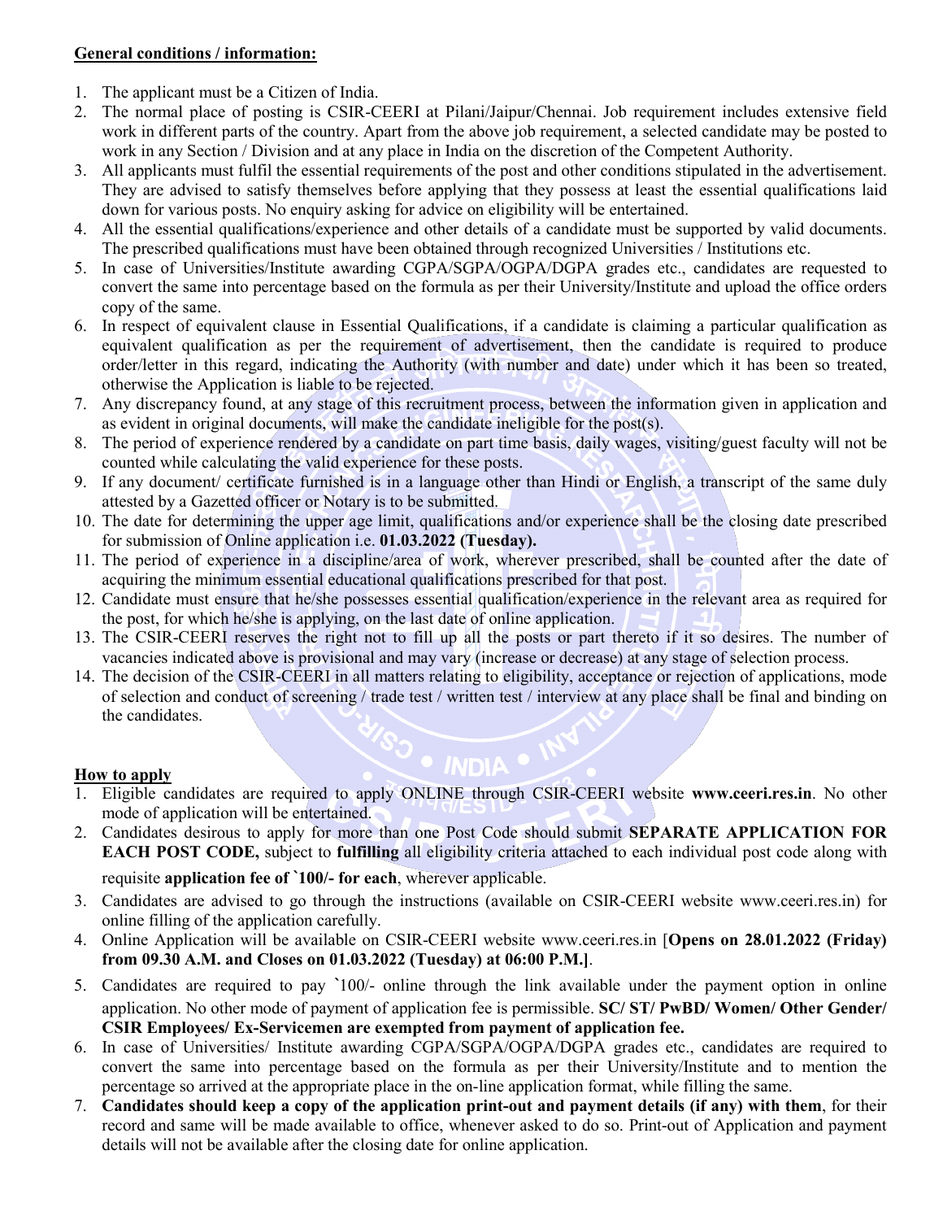**General conditions / information:**

1. The applicant must be a Citizen of India.
2. The normal place of posting is CSIR-CEERI at Pilani/Jaipur/Chennai. Job requirement includes extensive field work in different parts of the country. Apart from the above job requirement, a selected candidate may be posted to work in any Section / Division and at any place in India on the discretion of the Competent Authority.
3. All applicants must fulfil the essential requirements of the post and other conditions stipulated in the advertisement. They are advised to satisfy themselves before applying that they possess at least the essential qualifications laid down for various posts. No enquiry asking for advice on eligibility will be entertained.
4. All the essential qualifications/experience and other details of a candidate must be supported by valid documents. The prescribed qualifications must have been obtained through recognized Universities / Institutions etc.
5. In case of Universities/Institute awarding CGPA/SGPA/OGPA/DGPA grades etc., candidates are requested to convert the same into percentage based on the formula as per their University/Institute and upload the office orders copy of the same.
6. In respect of equivalent clause in Essential Qualifications, if a candidate is claiming a particular qualification as equivalent qualification as per the requirement of advertisement, then the candidate is required to produce order/letter in this regard, indicating the Authority (with number and date) under which it has been so treated, otherwise the Application is liable to be rejected.
7. Any discrepancy found, at any stage of this recruitment process, between the information given in application and as evident in original documents, will make the candidate ineligible for the post(s).
8. The period of experience rendered by a candidate on part time basis, daily wages, visiting/guest faculty will not be counted while calculating the valid experience for these posts.
9. If any document/ certificate furnished is in a language other than Hindi or English, a transcript of the same duly attested by a Gazetted officer or Notary is to be submitted.
10. The date for determining the upper age limit, qualifications and/or experience shall be the closing date prescribed for submission of Online application i.e. **01.03.2022 (Tuesday).**
11. The period of experience in a discipline/area of work, wherever prescribed, shall be counted after the date of acquiring the minimum essential educational qualifications prescribed for that post.
12. Candidate must ensure that he/she possesses essential qualification/experience in the relevant area as required for the post, for which he/she is applying, on the last date of online application.
13. The CSIR-CEERI reserves the right not to fill up all the posts or part thereto if it so desires. The number of vacancies indicated above is provisional and may vary (increase or decrease) at any stage of selection process.
14. The decision of the CSIR-CEERI in all matters relating to eligibility, acceptance or rejection of applications, mode of selection and conduct of screening / trade test / written test / interview at any place shall be final and binding on the candidates.

**How to apply**

1. Eligible candidates are required to apply ONLINE through CSIR-CEERI website **www.ceeri.res.in**. No other mode of application will be entertained.
2. Candidates desirous to apply for more than one Post Code should submit **SEPARATE APPLICATION FOR EACH POST CODE,** subject to **fulfilling** all eligibility criteria attached to each individual post code along with requisite **application fee of `100/- for each**, wherever applicable.
3. Candidates are advised to go through the instructions (available on CSIR-CEERI website www.ceeri.res.in) for online filling of the application carefully.
4. Online Application will be available on CSIR-CEERI website www.ceeri.res.in [**Opens on 28.01.2022 (Friday) from 09.30 A.M. and Closes on 01.03.2022 (Tuesday) at 06:00 P.M.**].
5. Candidates are required to pay `100/- online through the link available under the payment option in online application. No other mode of payment of application fee is permissible. **SC/ ST/ PwBD/ Women/ Other Gender/ CSIR Employees/ Ex-Servicemen are exempted from payment of application fee.**
6. In case of Universities/ Institute awarding CGPA/SGPA/OGPA/DGPA grades etc., candidates are required to convert the same into percentage based on the formula as per their University/Institute and to mention the percentage so arrived at the appropriate place in the on-line application format, while filling the same.
7. **Candidates should keep a copy of the application print-out and payment details (if any) with them**, for their record and same will be made available to office, whenever asked to do so. Print-out of Application and payment details will not be available after the closing date for online application.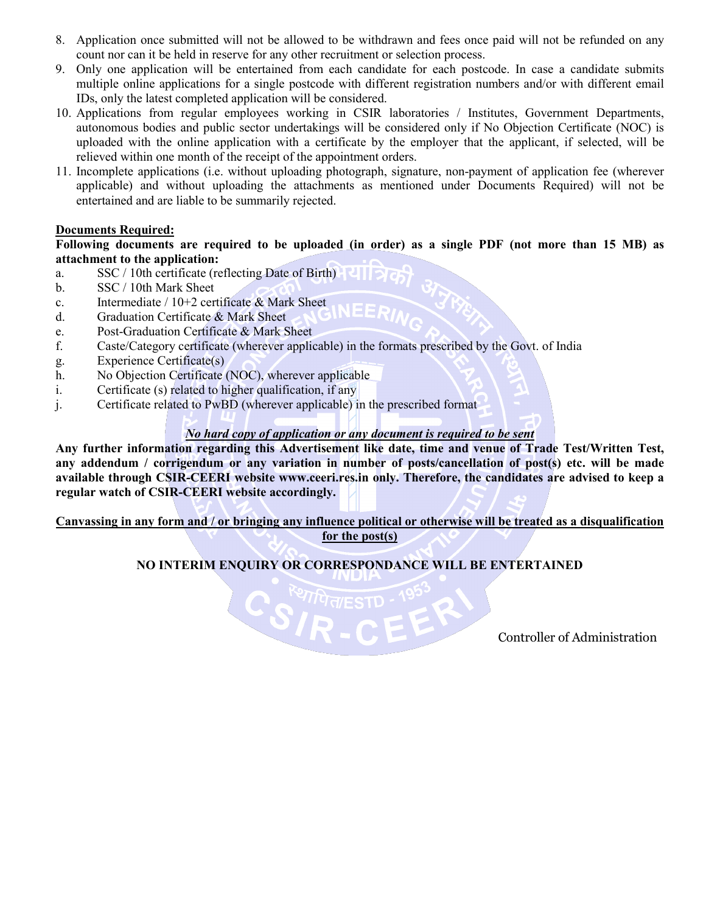8. Application once submitted will not be allowed to be withdrawn and fees once paid will not be refunded on any count nor can it be held in reserve for any other recruitment or selection process.
9. Only one application will be entertained from each candidate for each postcode. In case a candidate submits multiple online applications for a single postcode with different registration numbers and/or with different email IDs, only the latest completed application will be considered.
10. Applications from regular employees working in CSIR laboratories / Institutes, Government Departments, autonomous bodies and public sector undertakings will be considered only if No Objection Certificate (NOC) is uploaded with the online application with a certificate by the employer that the applicant, if selected, will be relieved within one month of the receipt of the appointment orders.
11. Incomplete applications (i.e. without uploading photograph, signature, non-payment of application fee (wherever applicable) and without uploading the attachments as mentioned under Documents Required) will not be entertained and are liable to be summarily rejected.

**Documents Required:**

**Following documents are required to be uploaded (in order) as a single PDF (not more than 15 MB) as attachment to the application:**

a. SSC / 10th certificate (reflecting Date of Birth)
b. SSC / 10th Mark Sheet
c. Intermediate / 10+2 certificate & Mark Sheet
d. Graduation Certificate & Mark Sheet
e. Post-Graduation Certificate & Mark Sheet
f. Caste/Category certificate (wherever applicable) in the formats prescribed by the Govt. of India
g. Experience Certificate(s)
h. No Objection Certificate (NOC), wherever applicable
i. Certificate (s) related to higher qualification, if any
j. Certificate related to PwBD (wherever applicable) in the prescribed format

***No hard copy of application or any document is required to be sent***

**Any further information regarding this Advertisement like date, time and venue of Trade Test/Written Test, any addendum / corrigendum or any variation in number of posts/cancellation of post(s) etc. will be made available through CSIR-CEERI website www.ceeri.res.in only. Therefore, the candidates are advised to keep a regular watch of CSIR-CEERI website accordingly.**

**Canvassing in any form and / or bringing any influence political or otherwise will be treated as a disqualification for the post(s)**

**NO INTERIM ENQUIRY OR CORRESPONDANCE WILL BE ENTERTAINED**

Controller of Administration